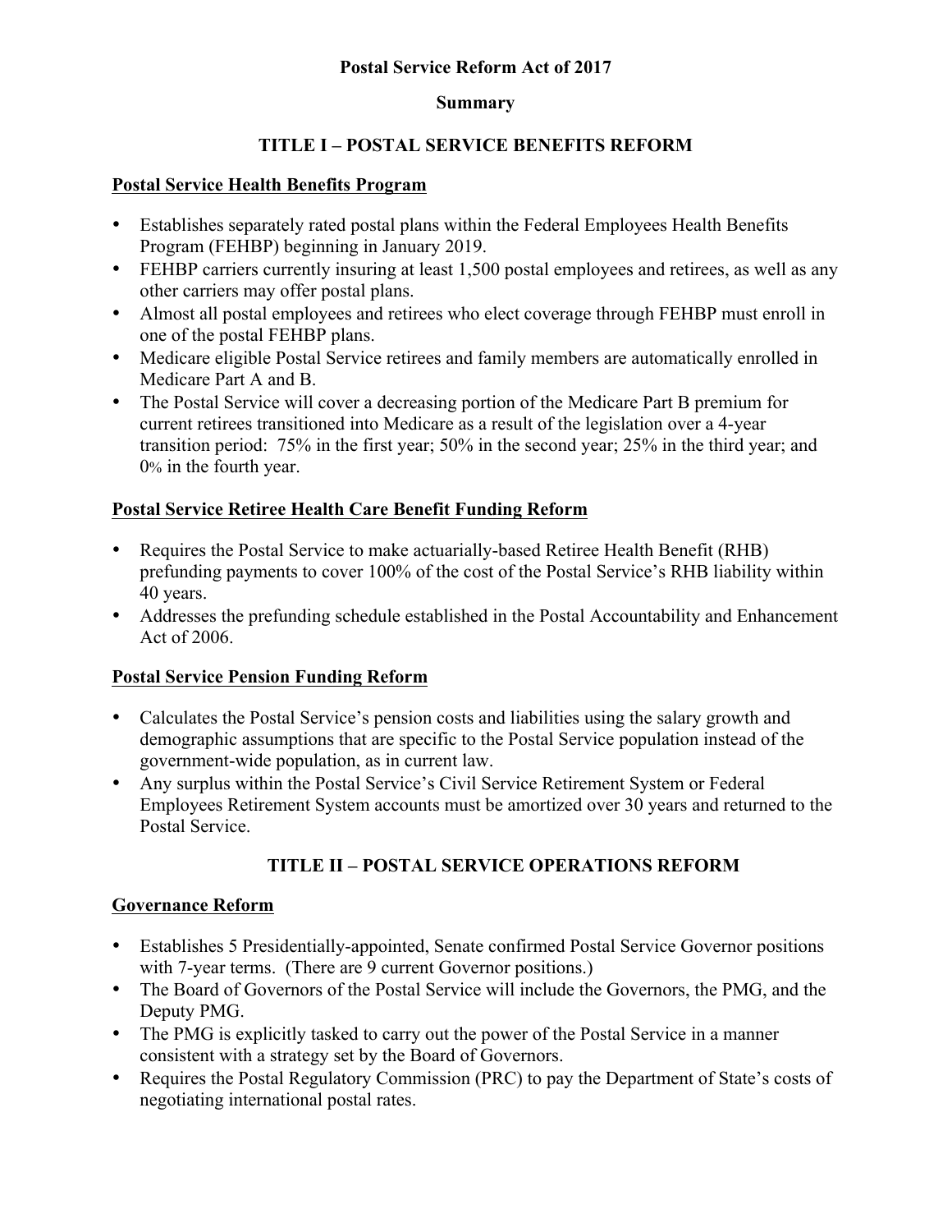# Postal Service Reform Act of 2017

## Summary

## TITLE I – POSTAL SERVICE BENEFITS REFORM

### Postal Service Health Benefits Program

- Establishes separately rated postal plans within the Federal Employees Health Benefits Program (FEHBP) beginning in January 2019.
- FEHBP carriers currently insuring at least 1,500 postal employees and retirees, as well as any other carriers may offer postal plans.
- Almost all postal employees and retirees who elect coverage through FEHBP must enroll in one of the postal FEHBP plans.
- Medicare eligible Postal Service retirees and family members are automatically enrolled in Medicare Part A and B.
- The Postal Service will cover a decreasing portion of the Medicare Part B premium for current retirees transitioned into Medicare as a result of the legislation over a 4-year transition period: 75% in the first year; 50% in the second year; 25% in the third year; and 0% in the fourth year.

### Postal Service Retiree Health Care Benefit Funding Reform

- Requires the Postal Service to make actuarially-based Retiree Health Benefit (RHB) prefunding payments to cover 100% of the cost of the Postal Service's RHB liability within 40 years.
- Addresses the prefunding schedule established in the Postal Accountability and Enhancement Act of 2006.

### Postal Service Pension Funding Reform

- Calculates the Postal Service's pension costs and liabilities using the salary growth and demographic assumptions that are specific to the Postal Service population instead of the government-wide population, as in current law.
- Any surplus within the Postal Service's Civil Service Retirement System or Federal Employees Retirement System accounts must be amortized over 30 years and returned to the Postal Service.

## TITLE II – POSTAL SERVICE OPERATIONS REFORM

### Governance Reform

- Establishes 5 Presidentially-appointed, Senate confirmed Postal Service Governor positions with 7-year terms. (There are 9 current Governor positions.)
- The Board of Governors of the Postal Service will include the Governors, the PMG, and the Deputy PMG.
- The PMG is explicitly tasked to carry out the power of the Postal Service in a manner consistent with a strategy set by the Board of Governors.
- Requires the Postal Regulatory Commission (PRC) to pay the Department of State's costs of negotiating international postal rates.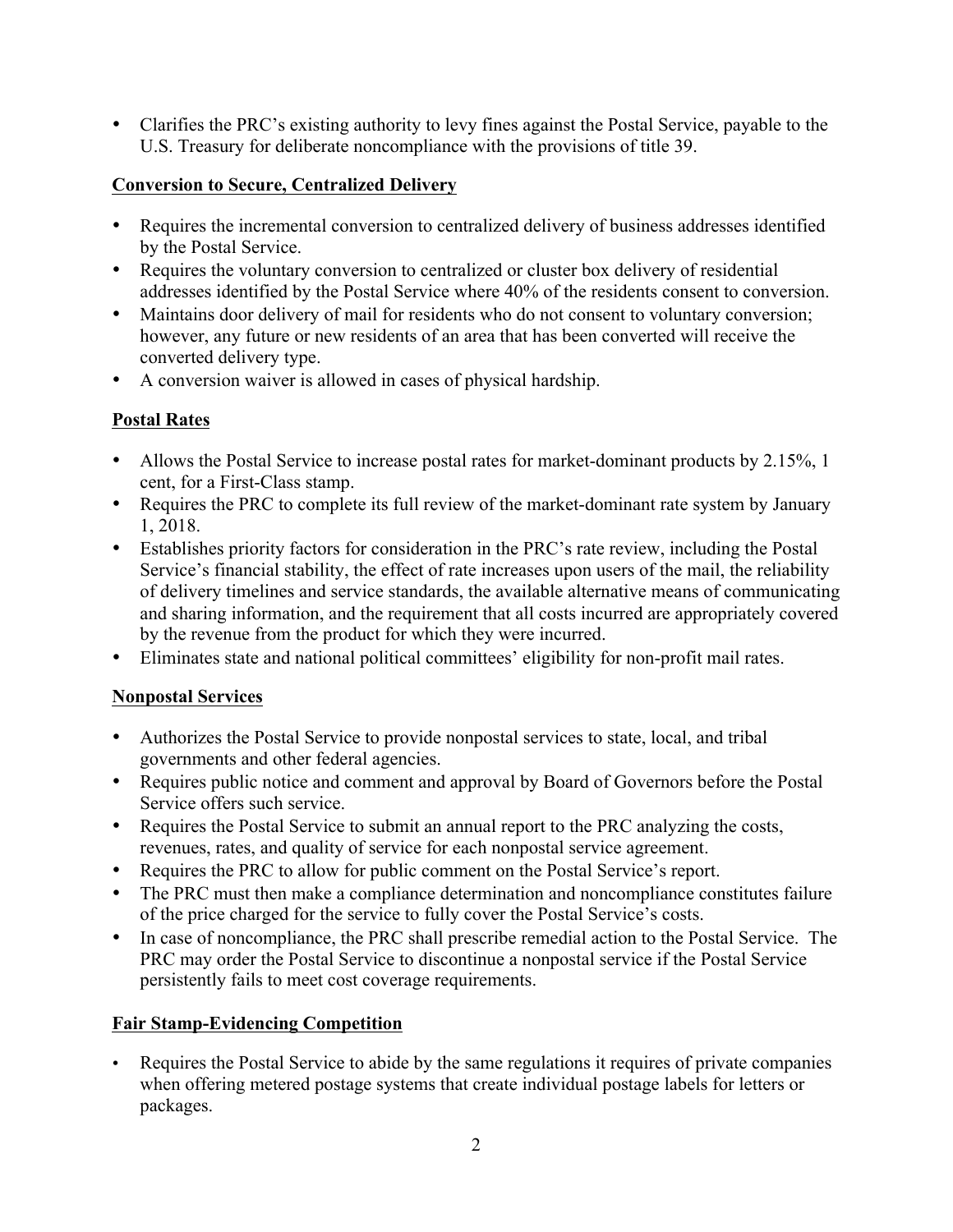- Clarifies the PRC's existing authority to levy fines against the Postal Service, payable to the U.S. Treasury for deliberate noncompliance with the provisions of title 39.

**Conversion to Secure, Centralized Delivery**

- Requires the incremental conversion to centralized delivery of business addresses identified by the Postal Service.
- Requires the voluntary conversion to centralized or cluster box delivery of residential addresses identified by the Postal Service where 40% of the residents consent to conversion.
- Maintains door delivery of mail for residents who do not consent to voluntary conversion; however, any future or new residents of an area that has been converted will receive the converted delivery type.
- A conversion waiver is allowed in cases of physical hardship.

**Postal Rates**

- Allows the Postal Service to increase postal rates for market-dominant products by 2.15%, 1 cent, for a First-Class stamp.
- Requires the PRC to complete its full review of the market-dominant rate system by January 1, 2018.
- Establishes priority factors for consideration in the PRC's rate review, including the Postal Service's financial stability, the effect of rate increases upon users of the mail, the reliability of delivery timelines and service standards, the available alternative means of communicating and sharing information, and the requirement that all costs incurred are appropriately covered by the revenue from the product for which they were incurred.
- Eliminates state and national political committees' eligibility for non-profit mail rates.

**Nonpostal Services**

- Authorizes the Postal Service to provide nonpostal services to state, local, and tribal governments and other federal agencies.
- Requires public notice and comment and approval by Board of Governors before the Postal Service offers such service.
- Requires the Postal Service to submit an annual report to the PRC analyzing the costs, revenues, rates, and quality of service for each nonpostal service agreement.
- Requires the PRC to allow for public comment on the Postal Service's report.
- The PRC must then make a compliance determination and noncompliance constitutes failure of the price charged for the service to fully cover the Postal Service's costs.
- In case of noncompliance, the PRC shall prescribe remedial action to the Postal Service. The PRC may order the Postal Service to discontinue a nonpostal service if the Postal Service persistently fails to meet cost coverage requirements.

**Fair Stamp-Evidencing Competition**

- Requires the Postal Service to abide by the same regulations it requires of private companies when offering metered postage systems that create individual postage labels for letters or packages.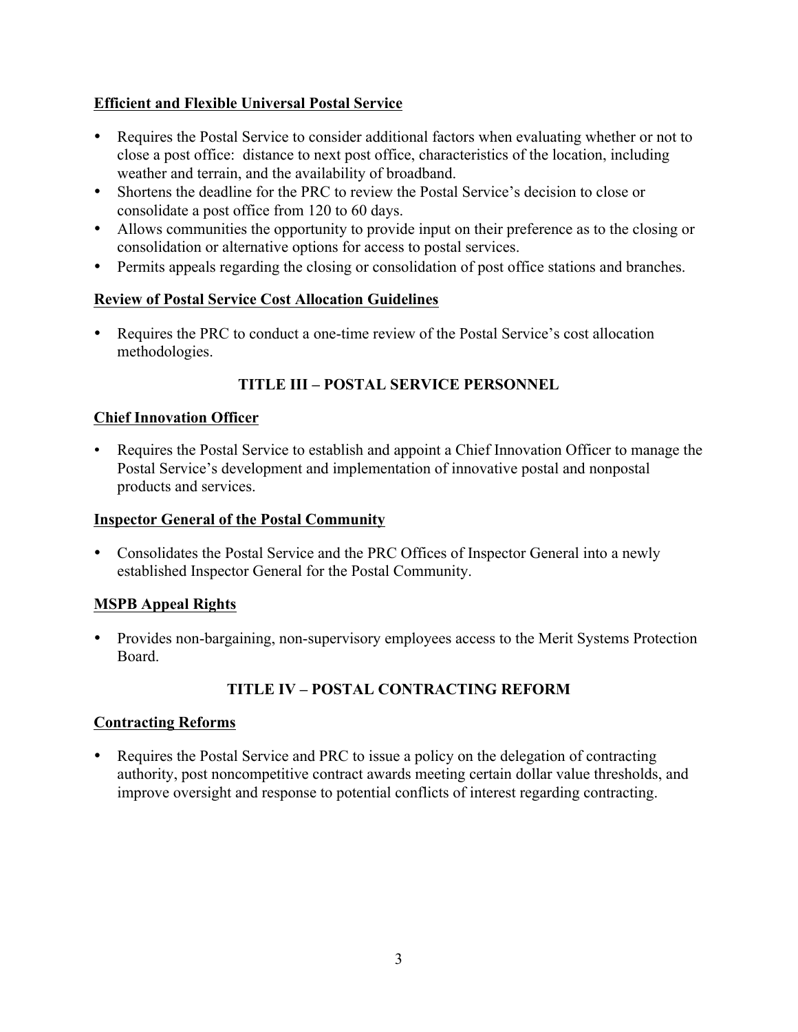**Efficient and Flexible Universal Postal Service**

- Requires the Postal Service to consider additional factors when evaluating whether or not to close a post office: distance to next post office, characteristics of the location, including weather and terrain, and the availability of broadband.
- Shortens the deadline for the PRC to review the Postal Service's decision to close or consolidate a post office from 120 to 60 days.
- Allows communities the opportunity to provide input on their preference as to the closing or consolidation or alternative options for access to postal services.
- Permits appeals regarding the closing or consolidation of post office stations and branches.

**Review of Postal Service Cost Allocation Guidelines**

- Requires the PRC to conduct a one-time review of the Postal Service's cost allocation methodologies.

## TITLE III – POSTAL SERVICE PERSONNEL

**Chief Innovation Officer**

- Requires the Postal Service to establish and appoint a Chief Innovation Officer to manage the Postal Service's development and implementation of innovative postal and nonpostal products and services.

**Inspector General of the Postal Community**

- Consolidates the Postal Service and the PRC Offices of Inspector General into a newly established Inspector General for the Postal Community.

**MSPB Appeal Rights**

- Provides non-bargaining, non-supervisory employees access to the Merit Systems Protection Board.

## TITLE IV – POSTAL CONTRACTING REFORM

**Contracting Reforms**

- Requires the Postal Service and PRC to issue a policy on the delegation of contracting authority, post noncompetitive contract awards meeting certain dollar value thresholds, and improve oversight and response to potential conflicts of interest regarding contracting.